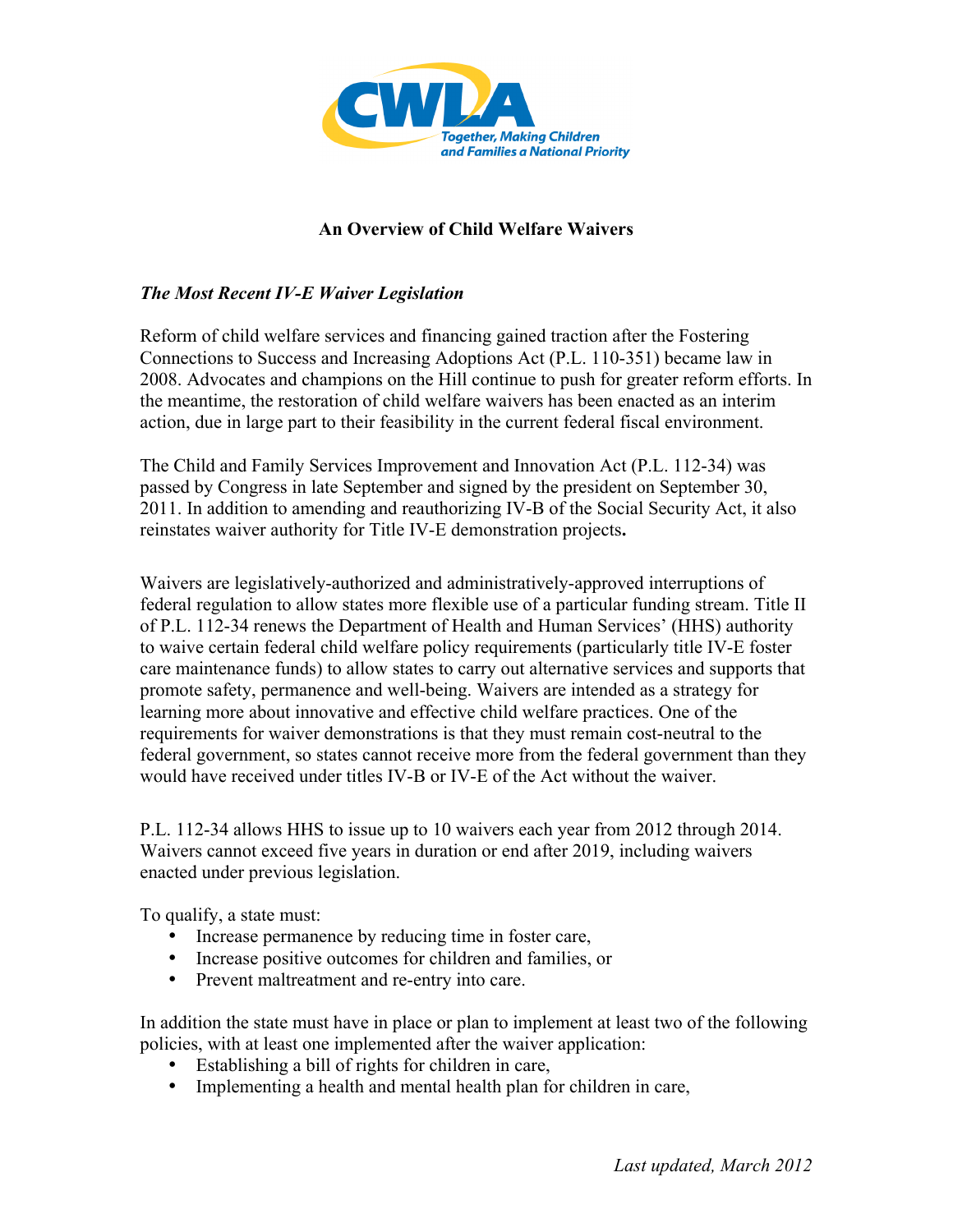CWLA

Together, Making Children and Families a National Priority

# An Overview of Child Welfare Waivers

## *The Most Recent IV-E Waiver Legislation*

Reform of child welfare services and financing gained traction after the Fostering Connections to Success and Increasing Adoptions Act (P.L. 110-351) became law in 2008. Advocates and champions on the Hill continue to push for greater reform efforts. In the meantime, the restoration of child welfare waivers has been enacted as an interim action, due in large part to their feasibility in the current federal fiscal environment.

The Child and Family Services Improvement and Innovation Act (P.L. 112-34) was passed by Congress in late September and signed by the president on September 30, 2011. In addition to amending and reauthorizing IV-B of the Social Security Act, it also reinstates waiver authority for Title IV-E demonstration projects.

Waivers are legislatively-authorized and administratively-approved interruptions of federal regulation to allow states more flexible use of a particular funding stream. Title II of P.L. 112-34 renews the Department of Health and Human Services' (HHS) authority to waive certain federal child welfare policy requirements (particularly title IV-E foster care maintenance funds) to allow states to carry out alternative services and supports that promote safety, permanence and well-being. Waivers are intended as a strategy for learning more about innovative and effective child welfare practices. One of the requirements for waiver demonstrations is that they must remain cost-neutral to the federal government, so states cannot receive more from the federal government than they would have received under titles IV-B or IV-E of the Act without the waiver.

P.L. 112-34 allows HHS to issue up to 10 waivers each year from 2012 through 2014. Waivers cannot exceed five years in duration or end after 2019, including waivers enacted under previous legislation.

To qualify, a state must:

- Increase permanence by reducing time in foster care,
- Increase positive outcomes for children and families, or
- Prevent maltreatment and re-entry into care.

In addition the state must have in place or plan to implement at least two of the following policies, with at least one implemented after the waiver application:

- Establishing a bill of rights for children in care,
- Implementing a health and mental health plan for children in care,

*Last updated, March 2012*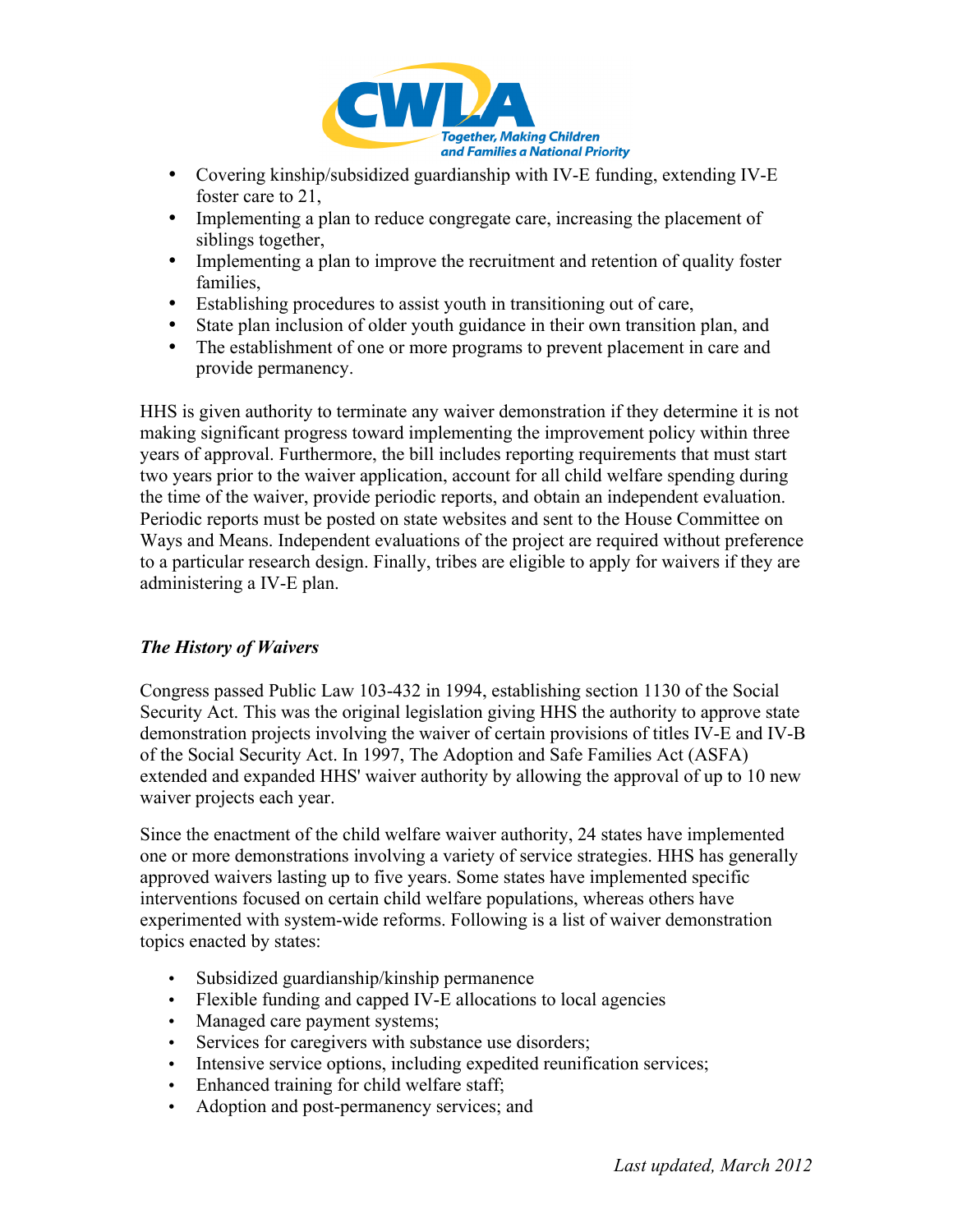- Covering kinship/subsidized guardianship with IV-E funding, extending IV-E foster care to 21,
- Implementing a plan to reduce congregate care, increasing the placement of siblings together,
- Implementing a plan to improve the recruitment and retention of quality foster families,
- Establishing procedures to assist youth in transitioning out of care,
- State plan inclusion of older youth guidance in their own transition plan, and
- The establishment of one or more programs to prevent placement in care and provide permanency.

HHS is given authority to terminate any waiver demonstration if they determine it is not making significant progress toward implementing the improvement policy within three years of approval. Furthermore, the bill includes reporting requirements that must start two years prior to the waiver application, account for all child welfare spending during the time of the waiver, provide periodic reports, and obtain an independent evaluation. Periodic reports must be posted on state websites and sent to the House Committee on Ways and Means. Independent evaluations of the project are required without preference to a particular research design. Finally, tribes are eligible to apply for waivers if they are administering a IV-E plan.

### *The History of Waivers*

Congress passed Public Law 103-432 in 1994, establishing section 1130 of the Social Security Act. This was the original legislation giving HHS the authority to approve state demonstration projects involving the waiver of certain provisions of titles IV-E and IV-B of the Social Security Act. In 1997, The Adoption and Safe Families Act (ASFA) extended and expanded HHS' waiver authority by allowing the approval of up to 10 new waiver projects each year.

Since the enactment of the child welfare waiver authority, 24 states have implemented one or more demonstrations involving a variety of service strategies. HHS has generally approved waivers lasting up to five years. Some states have implemented specific interventions focused on certain child welfare populations, whereas others have experimented with system-wide reforms. Following is a list of waiver demonstration topics enacted by states:

- Subsidized guardianship/kinship permanence
- Flexible funding and capped IV-E allocations to local agencies
- Managed care payment systems;
- Services for caregivers with substance use disorders;
- Intensive service options, including expedited reunification services;
- Enhanced training for child welfare staff;
- Adoption and post-permanency services; and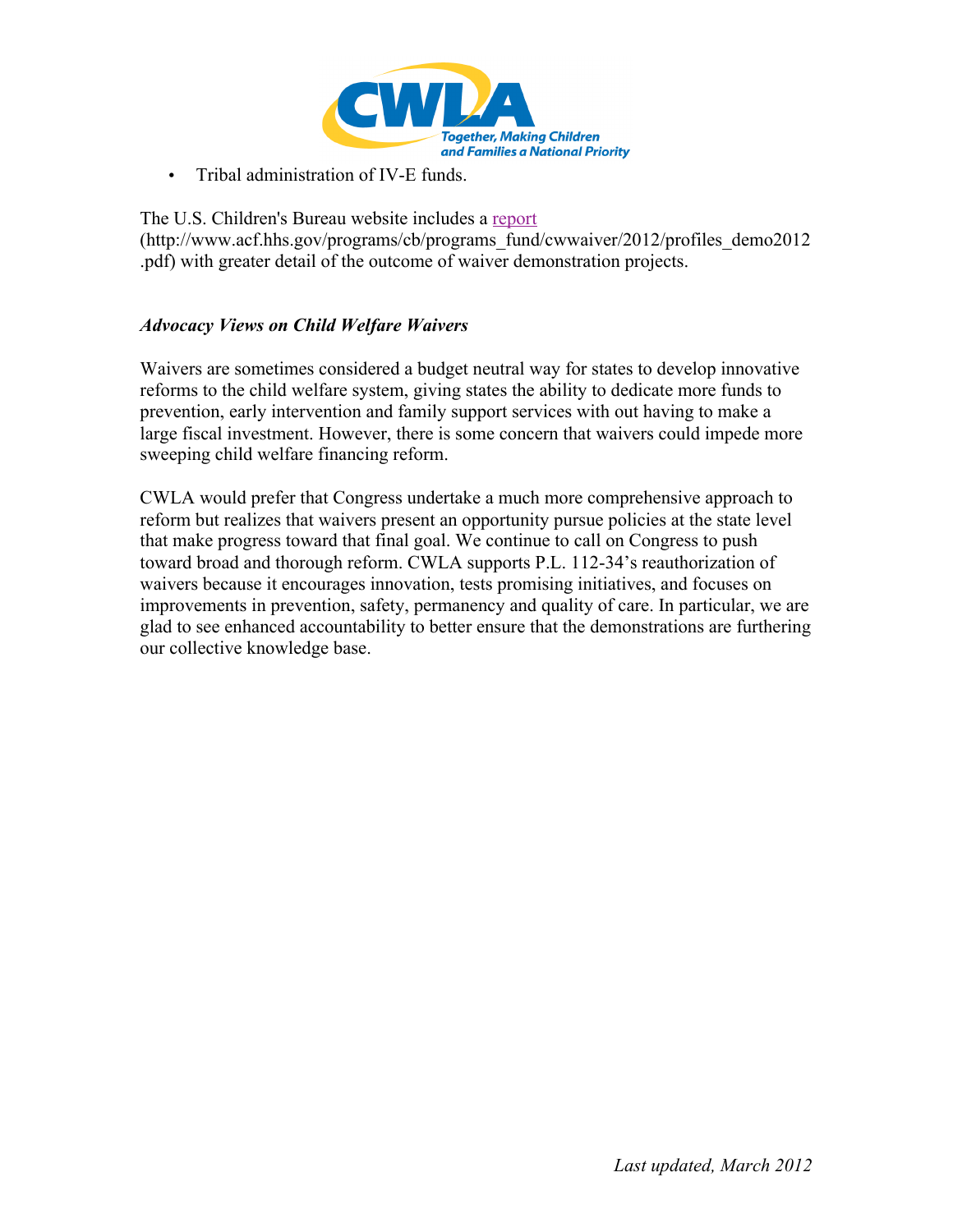- Tribal administration of IV-E funds.

The U.S. Children's Bureau website includes a report (http://www.acf.hhs.gov/programs/cb/programs_fund/cwwaiver/2012/profiles_demo2012.pdf) with greater detail of the outcome of waiver demonstration projects.

***Advocacy Views on Child Welfare Waivers***

Waivers are sometimes considered a budget neutral way for states to develop innovative reforms to the child welfare system, giving states the ability to dedicate more funds to prevention, early intervention and family support services with out having to make a large fiscal investment. However, there is some concern that waivers could impede more sweeping child welfare financing reform.

CWLA would prefer that Congress undertake a much more comprehensive approach to reform but realizes that waivers present an opportunity pursue policies at the state level that make progress toward that final goal. We continue to call on Congress to push toward broad and thorough reform. CWLA supports P.L. 112-34's reauthorization of waivers because it encourages innovation, tests promising initiatives, and focuses on improvements in prevention, safety, permanency and quality of care. In particular, we are glad to see enhanced accountability to better ensure that the demonstrations are furthering our collective knowledge base.

*Last updated, March 2012*